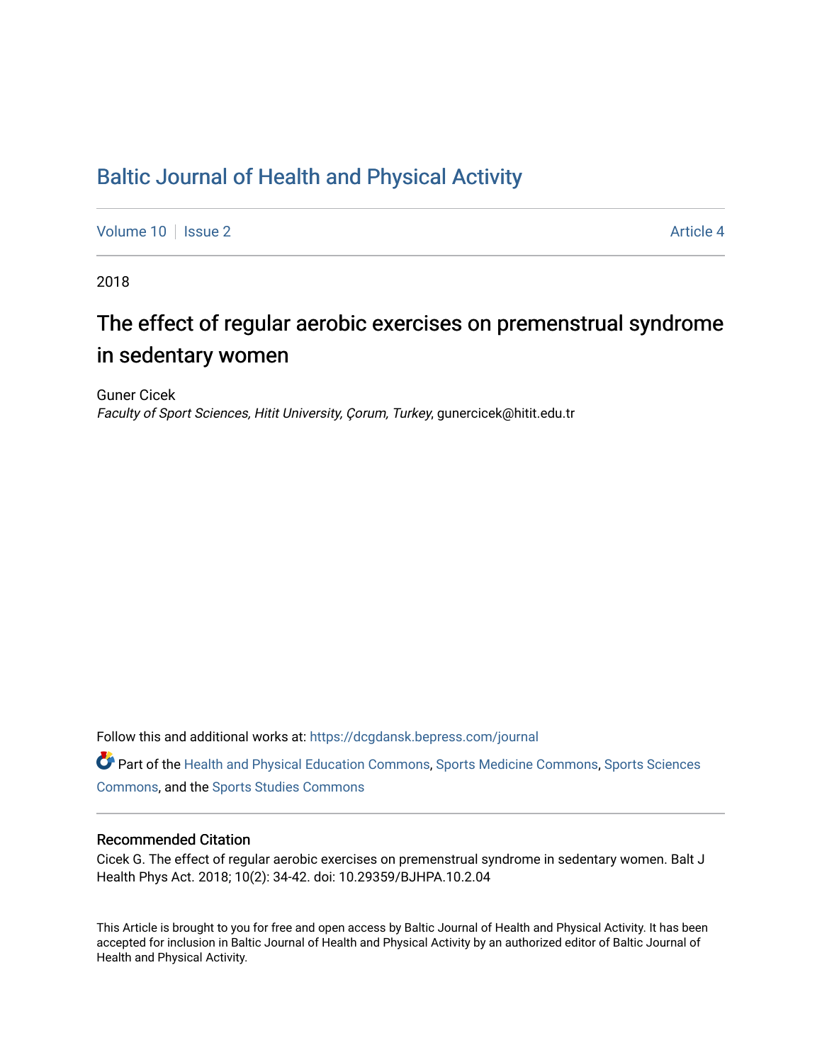# Baltic Journal of Health and Physical Activity

Volume 10 | Issue 2 | Article 4

2018

## The effect of regular aerobic exercises on premenstrual syndrome in sedentary women

Guner Cicek
*Faculty of Sport Sciences, Hitit University, Çorum, Turkey*, gunercicek@hitit.edu.tr

Follow this and additional works at: https://dcgdansk.bepress.com/journal

Part of the Health and Physical Education Commons, Sports Medicine Commons, Sports Sciences Commons, and the Sports Studies Commons

### Recommended Citation

Cicek G. The effect of regular aerobic exercises on premenstrual syndrome in sedentary women. Balt J Health Phys Act. 2018; 10(2): 34-42. doi: 10.29359/BJHPA.10.2.04

This Article is brought to you for free and open access by Baltic Journal of Health and Physical Activity. It has been accepted for inclusion in Baltic Journal of Health and Physical Activity by an authorized editor of Baltic Journal of Health and Physical Activity.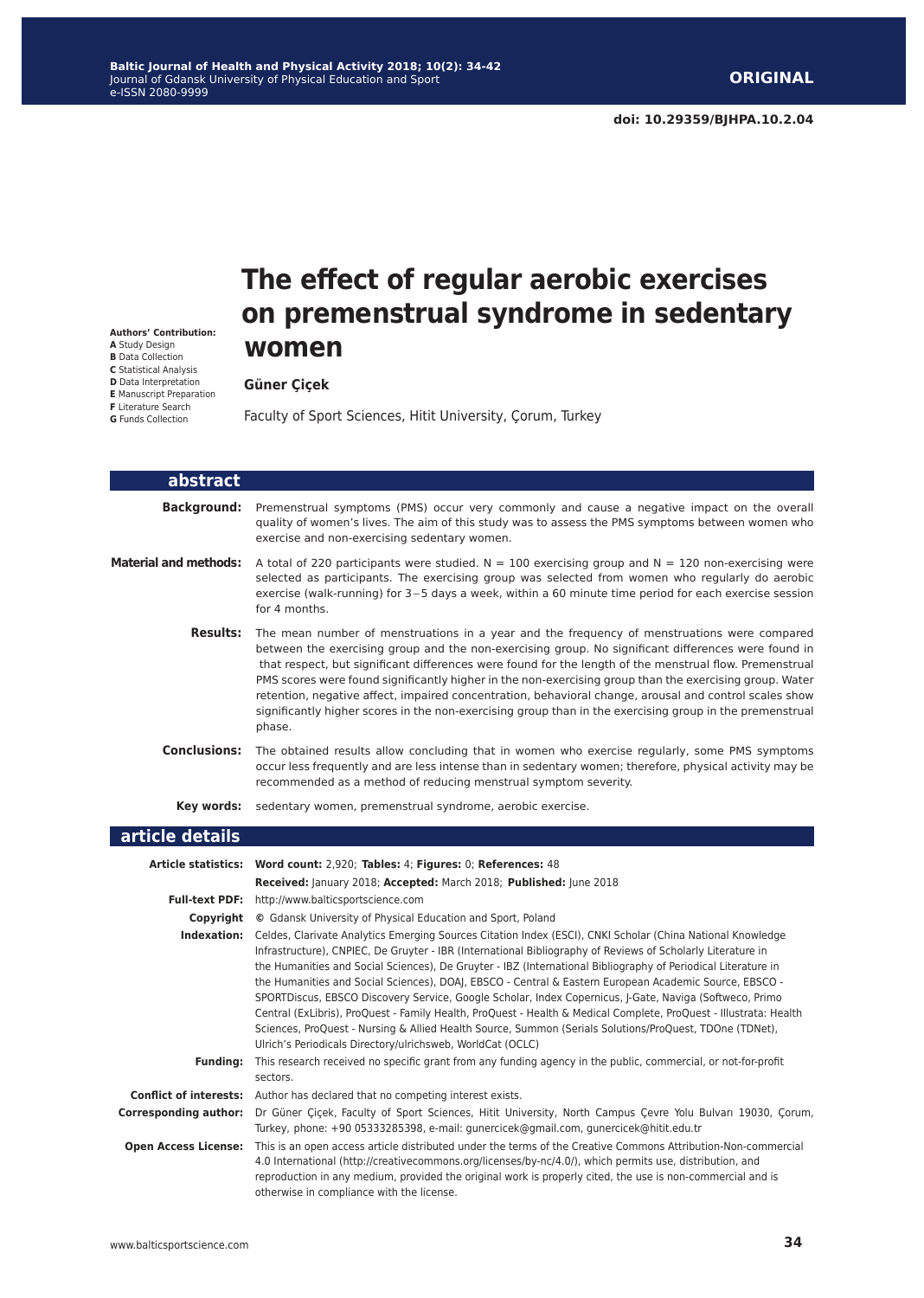ORIGINAL

doi: 10.29359/BJHPA.10.2.04

# The effect of regular aerobic exercises on premenstrual syndrome in sedentary women

**Authors' Contribution:**
**A** Study Design
**B** Data Collection
**C** Statistical Analysis
**D** Data Interpretation
**E** Manuscript Preparation
**F** Literature Search
**G** Funds Collection

**Güner Çiçek**

Faculty of Sport Sciences, Hitit University, Çorum, Turkey

## abstract

**Background:** Premenstrual symptoms (PMS) occur very commonly and cause a negative impact on the overall quality of women's lives. The aim of this study was to assess the PMS symptoms between women who exercise and non-exercising sedentary women.

**Material and methods:** A total of 220 participants were studied. N = 100 exercising group and N = 120 non-exercising were selected as participants. The exercising group was selected from women who regularly do aerobic exercise (walk-running) for 3−5 days a week, within a 60 minute time period for each exercise session for 4 months.

**Results:** The mean number of menstruations in a year and the frequency of menstruations were compared between the exercising group and the non-exercising group. No significant differences were found in that respect, but significant differences were found for the length of the menstrual flow. Premenstrual PMS scores were found significantly higher in the non-exercising group than the exercising group. Water retention, negative affect, impaired concentration, behavioral change, arousal and control scales show significantly higher scores in the non-exercising group than in the exercising group in the premenstrual phase.

**Conclusions:** The obtained results allow concluding that in women who exercise regularly, some PMS symptoms occur less frequently and are less intense than in sedentary women; therefore, physical activity may be recommended as a method of reducing menstrual symptom severity.

**Key words:** sedentary women, premenstrual syndrome, aerobic exercise.

## article details

**Article statistics:** **Word count:** 2,920; **Tables:** 4; **Figures:** 0; **References:** 48
**Received:** January 2018; **Accepted:** March 2018; **Published:** June 2018

**Full-text PDF:** http://www.balticsportscience.com

**Copyright** © Gdansk University of Physical Education and Sport, Poland

**Indexation:** Celdes, Clarivate Analytics Emerging Sources Citation Index (ESCI), CNKI Scholar (China National Knowledge Infrastructure), CNPIEC, De Gruyter - IBR (International Bibliography of Reviews of Scholarly Literature in the Humanities and Social Sciences), De Gruyter - IBZ (International Bibliography of Periodical Literature in the Humanities and Social Sciences), DOAJ, EBSCO - Central & Eastern European Academic Source, EBSCO - SPORTDiscus, EBSCO Discovery Service, Google Scholar, Index Copernicus, J-Gate, Naviga (Softweco, Primo Central (ExLibris), ProQuest - Family Health, ProQuest - Health & Medical Complete, ProQuest - Illustrata: Health Sciences, ProQuest - Nursing & Allied Health Source, Summon (Serials Solutions/ProQuest, TDOne (TDNet), Ulrich's Periodicals Directory/ulrichsweb, WorldCat (OCLC)

**Funding:** This research received no specific grant from any funding agency in the public, commercial, or not-for-profit sectors.

**Conflict of interests:** Author has declared that no competing interest exists.

**Corresponding author:** Dr Güner Çiçek, Faculty of Sport Sciences, Hitit University, North Campus Çevre Yolu Bulvarı 19030, Çorum, Turkey, phone: +90 05333285398, e-mail: gunercicek@gmail.com, gunercicek@hitit.edu.tr

**Open Access License:** This is an open access article distributed under the terms of the Creative Commons Attribution-Non-commercial 4.0 International (http://creativecommons.org/licenses/by-nc/4.0/), which permits use, distribution, and reproduction in any medium, provided the original work is properly cited, the use is non-commercial and is otherwise in compliance with the license.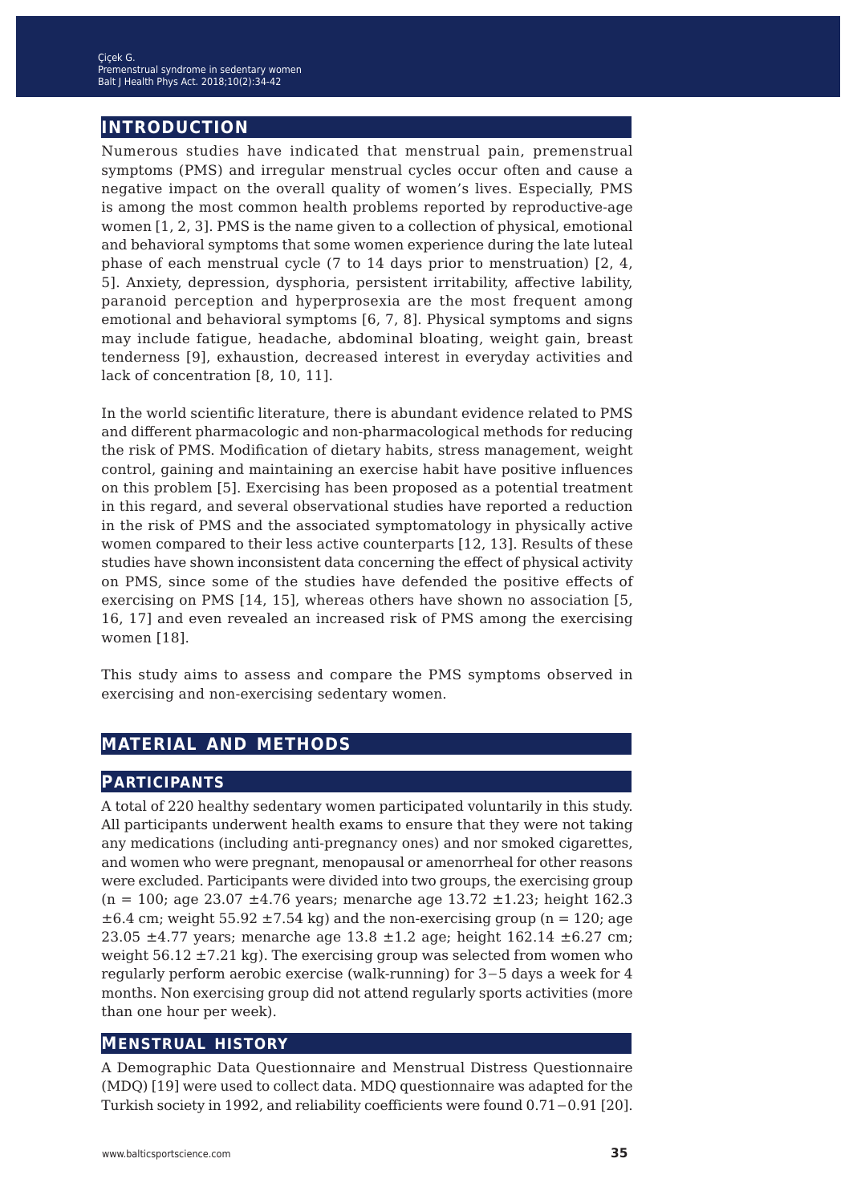## INTRODUCTION

Numerous studies have indicated that menstrual pain, premenstrual symptoms (PMS) and irregular menstrual cycles occur often and cause a negative impact on the overall quality of women's lives. Especially, PMS is among the most common health problems reported by reproductive-age women [1, 2, 3]. PMS is the name given to a collection of physical, emotional and behavioral symptoms that some women experience during the late luteal phase of each menstrual cycle (7 to 14 days prior to menstruation) [2, 4, 5]. Anxiety, depression, dysphoria, persistent irritability, affective lability, paranoid perception and hyperprosexia are the most frequent among emotional and behavioral symptoms [6, 7, 8]. Physical symptoms and signs may include fatigue, headache, abdominal bloating, weight gain, breast tenderness [9], exhaustion, decreased interest in everyday activities and lack of concentration [8, 10, 11].

In the world scientific literature, there is abundant evidence related to PMS and different pharmacologic and non-pharmacological methods for reducing the risk of PMS. Modification of dietary habits, stress management, weight control, gaining and maintaining an exercise habit have positive influences on this problem [5]. Exercising has been proposed as a potential treatment in this regard, and several observational studies have reported a reduction in the risk of PMS and the associated symptomatology in physically active women compared to their less active counterparts [12, 13]. Results of these studies have shown inconsistent data concerning the effect of physical activity on PMS, since some of the studies have defended the positive effects of exercising on PMS [14, 15], whereas others have shown no association [5, 16, 17] and even revealed an increased risk of PMS among the exercising women [18].

This study aims to assess and compare the PMS symptoms observed in exercising and non-exercising sedentary women.

## MATERIAL AND METHODS

### PARTICIPANTS

A total of 220 healthy sedentary women participated voluntarily in this study. All participants underwent health exams to ensure that they were not taking any medications (including anti-pregnancy ones) and nor smoked cigarettes, and women who were pregnant, menopausal or amenorrheal for other reasons were excluded. Participants were divided into two groups, the exercising group (n = 100; age 23.07 ±4.76 years; menarche age 13.72 ±1.23; height 162.3 ±6.4 cm; weight 55.92 ±7.54 kg) and the non-exercising group (n = 120; age 23.05 ±4.77 years; menarche age 13.8 ±1.2 age; height 162.14 ±6.27 cm; weight 56.12 ±7.21 kg). The exercising group was selected from women who regularly perform aerobic exercise (walk-running) for 3−5 days a week for 4 months. Non exercising group did not attend regularly sports activities (more than one hour per week).

### MENSTRUAL HISTORY

A Demographic Data Questionnaire and Menstrual Distress Questionnaire (MDQ) [19] were used to collect data. MDQ questionnaire was adapted for the Turkish society in 1992, and reliability coefficients were found 0.71−0.91 [20].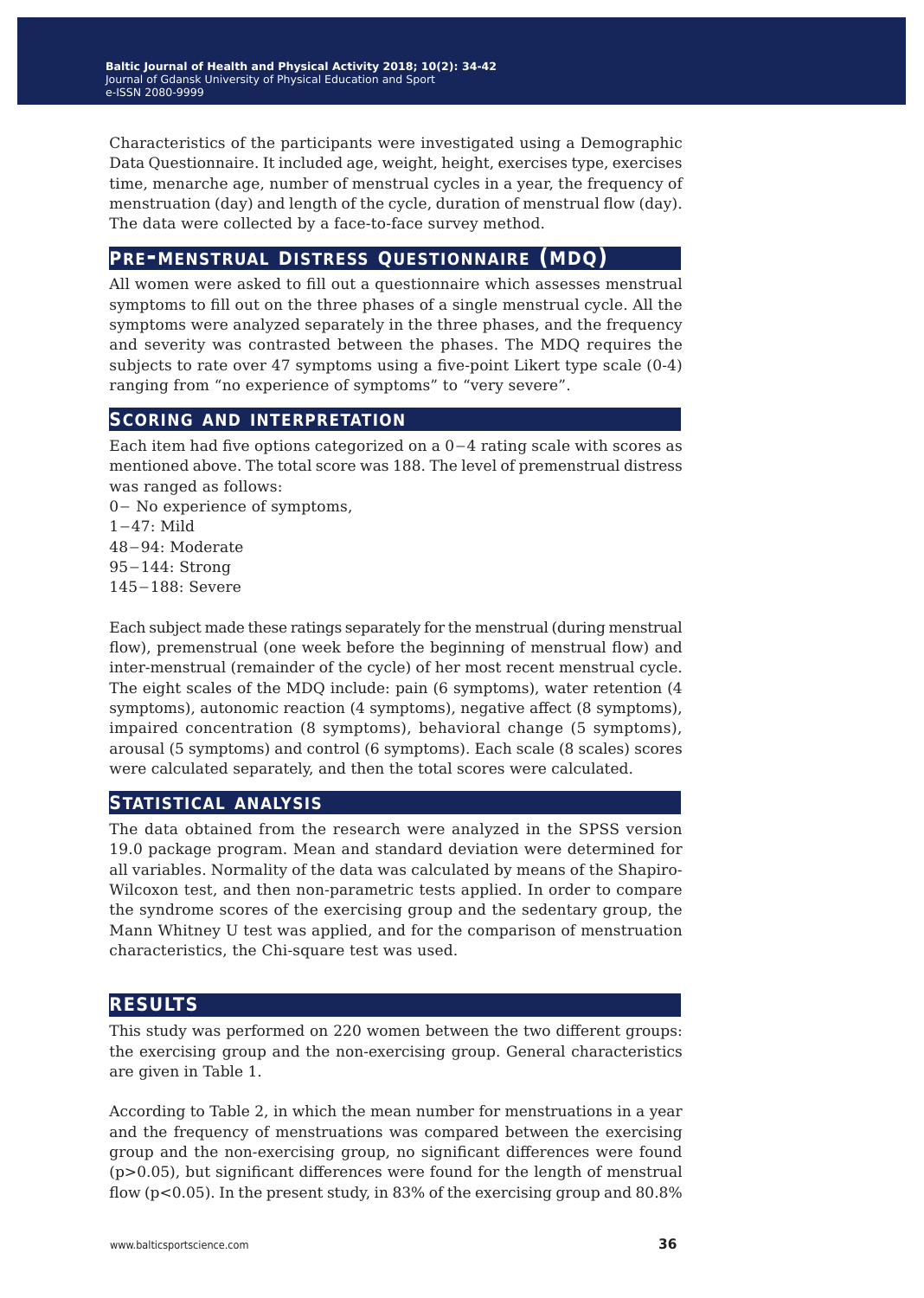Characteristics of the participants were investigated using a Demographic Data Questionnaire. It included age, weight, height, exercises type, exercises time, menarche age, number of menstrual cycles in a year, the frequency of menstruation (day) and length of the cycle, duration of menstrual flow (day). The data were collected by a face-to-face survey method.

## Pre-Menstrual Distress Questionnaire (MDQ)

All women were asked to fill out a questionnaire which assesses menstrual symptoms to fill out on the three phases of a single menstrual cycle. All the symptoms were analyzed separately in the three phases, and the frequency and severity was contrasted between the phases. The MDQ requires the subjects to rate over 47 symptoms using a five-point Likert type scale (0-4) ranging from "no experience of symptoms" to "very severe".

## Scoring and interpretation

Each item had five options categorized on a 0−4 rating scale with scores as mentioned above. The total score was 188. The level of premenstrual distress was ranged as follows:

0− No experience of symptoms,
1−47: Mild
48−94: Moderate
95−144: Strong
145−188: Severe

Each subject made these ratings separately for the menstrual (during menstrual flow), premenstrual (one week before the beginning of menstrual flow) and inter-menstrual (remainder of the cycle) of her most recent menstrual cycle. The eight scales of the MDQ include: pain (6 symptoms), water retention (4 symptoms), autonomic reaction (4 symptoms), negative affect (8 symptoms), impaired concentration (8 symptoms), behavioral change (5 symptoms), arousal (5 symptoms) and control (6 symptoms). Each scale (8 scales) scores were calculated separately, and then the total scores were calculated.

## Statistical analysis

The data obtained from the research were analyzed in the SPSS version 19.0 package program. Mean and standard deviation were determined for all variables. Normality of the data was calculated by means of the Shapiro-Wilcoxon test, and then non-parametric tests applied. In order to compare the syndrome scores of the exercising group and the sedentary group, the Mann Whitney U test was applied, and for the comparison of menstruation characteristics, the Chi-square test was used.

# Results

This study was performed on 220 women between the two different groups: the exercising group and the non-exercising group. General characteristics are given in Table 1.

According to Table 2, in which the mean number for menstruations in a year and the frequency of menstruations was compared between the exercising group and the non-exercising group, no significant differences were found ($p>0.05$), but significant differences were found for the length of menstrual flow ($p<0.05$). In the present study, in 83% of the exercising group and 80.8%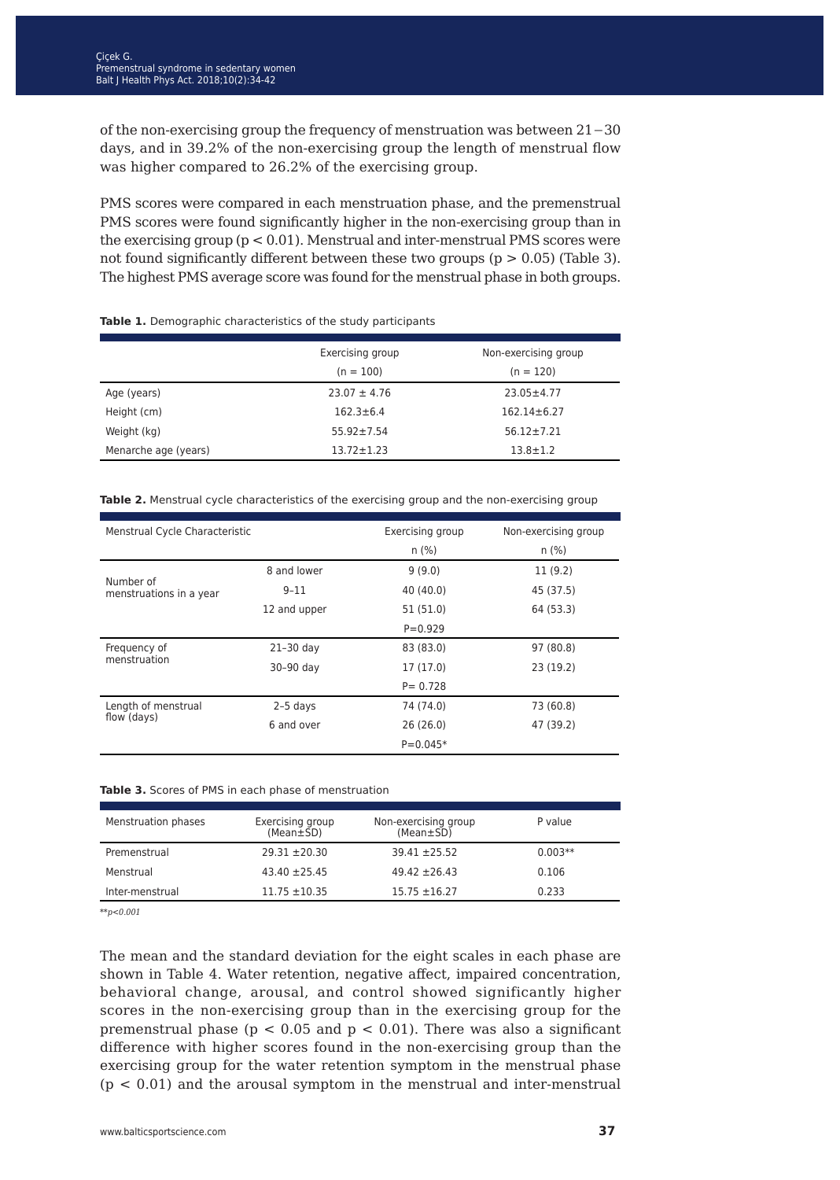of the non-exercising group the frequency of menstruation was between 21−30 days, and in 39.2% of the non-exercising group the length of menstrual flow was higher compared to 26.2% of the exercising group.

PMS scores were compared in each menstruation phase, and the premenstrual PMS scores were found significantly higher in the non-exercising group than in the exercising group ($p < 0.01$). Menstrual and inter-menstrual PMS scores were not found significantly different between these two groups ($p > 0.05$) (Table 3). The highest PMS average score was found for the menstrual phase in both groups.

**Table 1.** Demographic characteristics of the study participants

| | Exercising group (n = 100) | Non-exercising group (n = 120) |
|---|---|---|
| Age (years) | 23.07 ± 4.76 | 23.05±4.77 |
| Height (cm) | 162.3±6.4 | 162.14±6.27 |
| Weight (kg) | 55.92±7.54 | 56.12±7.21 |
| Menarche age (years) | 13.72±1.23 | 13.8±1.2 |

**Table 2.** Menstrual cycle characteristics of the exercising group and the non-exercising group

| Menstrual Cycle Characteristic | | Exercising group n (%) | Non-exercising group n (%) |
|---|---|---|---|
| Number of menstruations in a year | 8 and lower | 9 (9.0) | 11 (9.2) |
| | 9–11 | 40 (40.0) | 45 (37.5) |
| | 12 and upper | 51 (51.0) | 64 (53.3) |
| | | P=0.929 | |
| Frequency of menstruation | 21–30 day | 83 (83.0) | 97 (80.8) |
| | 30–90 day | 17 (17.0) | 23 (19.2) |
| | | P= 0.728 | |
| Length of menstrual flow (days) | 2–5 days | 74 (74.0) | 73 (60.8) |
| | 6 and over | 26 (26.0) | 47 (39.2) |
| | | P=0.045* | |

**Table 3.** Scores of PMS in each phase of menstruation

| Menstruation phases | Exercising group (Mean±SD) | Non-exercising group (Mean±SD) | P value |
|---|---|---|---|
| Premenstrual | 29.31 ±20.30 | 39.41 ±25.52 | 0.003** |
| Menstrual | 43.40 ±25.45 | 49.42 ±26.43 | 0.106 |
| Inter-menstrual | 11.75 ±10.35 | 15.75 ±16.27 | 0.233 |

*\*\*p<0.001*

The mean and the standard deviation for the eight scales in each phase are shown in Table 4. Water retention, negative affect, impaired concentration, behavioral change, arousal, and control showed significantly higher scores in the non-exercising group than in the exercising group for the premenstrual phase ($p < 0.05$ and $p < 0.01$). There was also a significant difference with higher scores found in the non-exercising group than the exercising group for the water retention symptom in the menstrual phase ($p < 0.01$) and the arousal symptom in the menstrual and inter-menstrual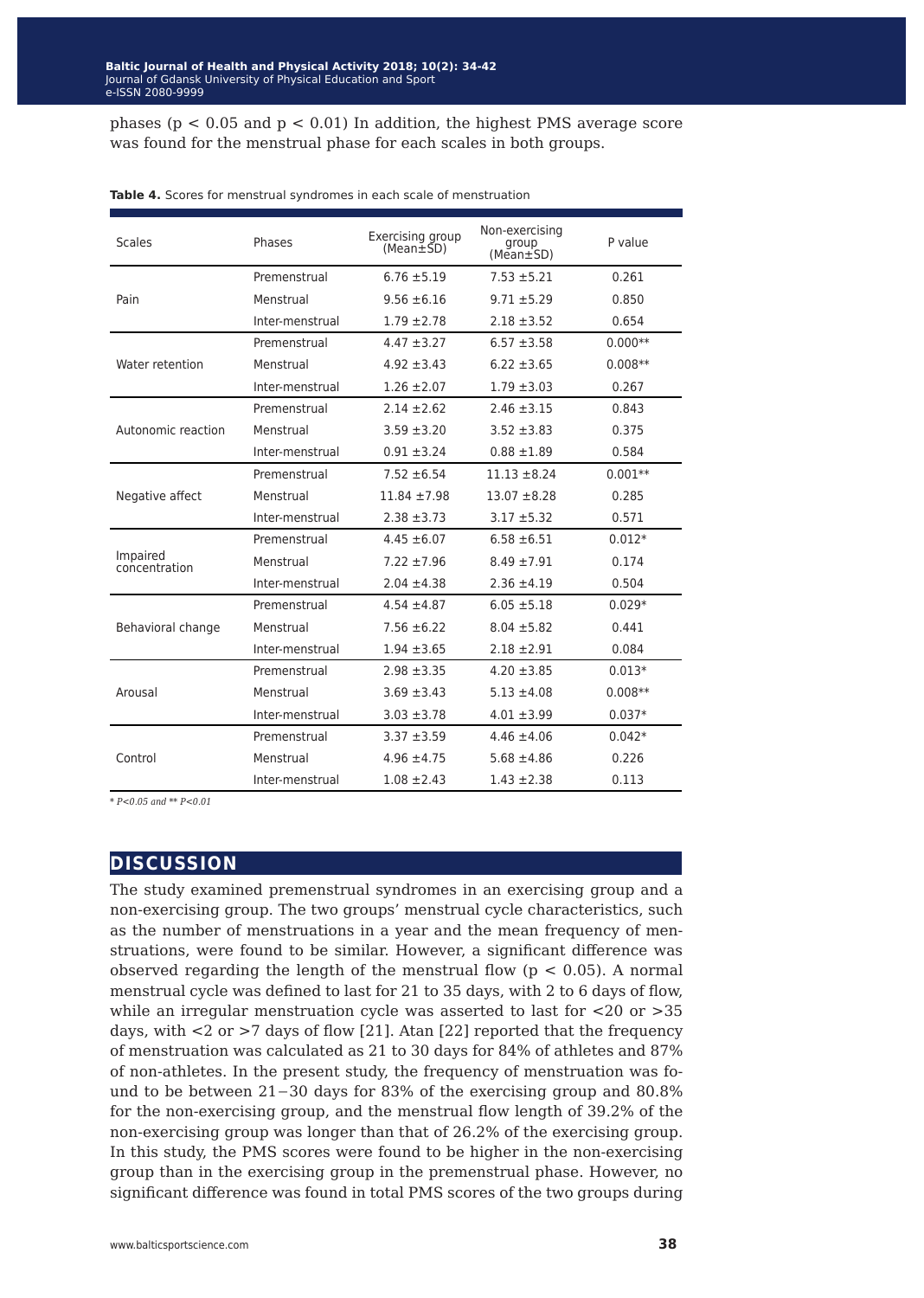phases ($p < 0.05$ and $p < 0.01$) In addition, the highest PMS average score was found for the menstrual phase for each scales in both groups.

**Table 4.** Scores for menstrual syndromes in each scale of menstruation

| Scales | Phases | Exercising group (Mean±SD) | Non-exercising group (Mean±SD) | P value |
|---|---|---|---|---|
| Pain | Premenstrual | 6.76 ±5.19 | 7.53 ±5.21 | 0.261 |
| | Menstrual | 9.56 ±6.16 | 9.71 ±5.29 | 0.850 |
| | Inter-menstrual | 1.79 ±2.78 | 2.18 ±3.52 | 0.654 |
| Water retention | Premenstrual | 4.47 ±3.27 | 6.57 ±3.58 | 0.000** |
| | Menstrual | 4.92 ±3.43 | 6.22 ±3.65 | 0.008** |
| | Inter-menstrual | 1.26 ±2.07 | 1.79 ±3.03 | 0.267 |
| Autonomic reaction | Premenstrual | 2.14 ±2.62 | 2.46 ±3.15 | 0.843 |
| | Menstrual | 3.59 ±3.20 | 3.52 ±3.83 | 0.375 |
| | Inter-menstrual | 0.91 ±3.24 | 0.88 ±1.89 | 0.584 |
| Negative affect | Premenstrual | 7.52 ±6.54 | 11.13 ±8.24 | 0.001** |
| | Menstrual | 11.84 ±7.98 | 13.07 ±8.28 | 0.285 |
| | Inter-menstrual | 2.38 ±3.73 | 3.17 ±5.32 | 0.571 |
| Impaired concentration | Premenstrual | 4.45 ±6.07 | 6.58 ±6.51 | 0.012* |
| | Menstrual | 7.22 ±7.96 | 8.49 ±7.91 | 0.174 |
| | Inter-menstrual | 2.04 ±4.38 | 2.36 ±4.19 | 0.504 |
| Behavioral change | Premenstrual | 4.54 ±4.87 | 6.05 ±5.18 | 0.029* |
| | Menstrual | 7.56 ±6.22 | 8.04 ±5.82 | 0.441 |
| | Inter-menstrual | 1.94 ±3.65 | 2.18 ±2.91 | 0.084 |
| Arousal | Premenstrual | 2.98 ±3.35 | 4.20 ±3.85 | 0.013* |
| | Menstrual | 3.69 ±3.43 | 5.13 ±4.08 | 0.008** |
| | Inter-menstrual | 3.03 ±3.78 | 4.01 ±3.99 | 0.037* |
| Control | Premenstrual | 3.37 ±3.59 | 4.46 ±4.06 | 0.042* |
| | Menstrual | 4.96 ±4.75 | 5.68 ±4.86 | 0.226 |
| | Inter-menstrual | 1.08 ±2.43 | 1.43 ±2.38 | 0.113 |

*\* $P<0.05$ and \*\* $P<0.01$*

## DISCUSSION

The study examined premenstrual syndromes in an exercising group and a non-exercising group. The two groups' menstrual cycle characteristics, such as the number of menstruations in a year and the mean frequency of menstruations, were found to be similar. However, a significant difference was observed regarding the length of the menstrual flow ($p < 0.05$). A normal menstrual cycle was defined to last for 21 to 35 days, with 2 to 6 days of flow, while an irregular menstruation cycle was asserted to last for <20 or >35 days, with <2 or >7 days of flow [21]. Atan [22] reported that the frequency of menstruation was calculated as 21 to 30 days for 84% of athletes and 87% of non-athletes. In the present study, the frequency of menstruation was found to be between 21−30 days for 83% of the exercising group and 80.8% for the non-exercising group, and the menstrual flow length of 39.2% of the non-exercising group was longer than that of 26.2% of the exercising group. In this study, the PMS scores were found to be higher in the non-exercising group than in the exercising group in the premenstrual phase. However, no significant difference was found in total PMS scores of the two groups during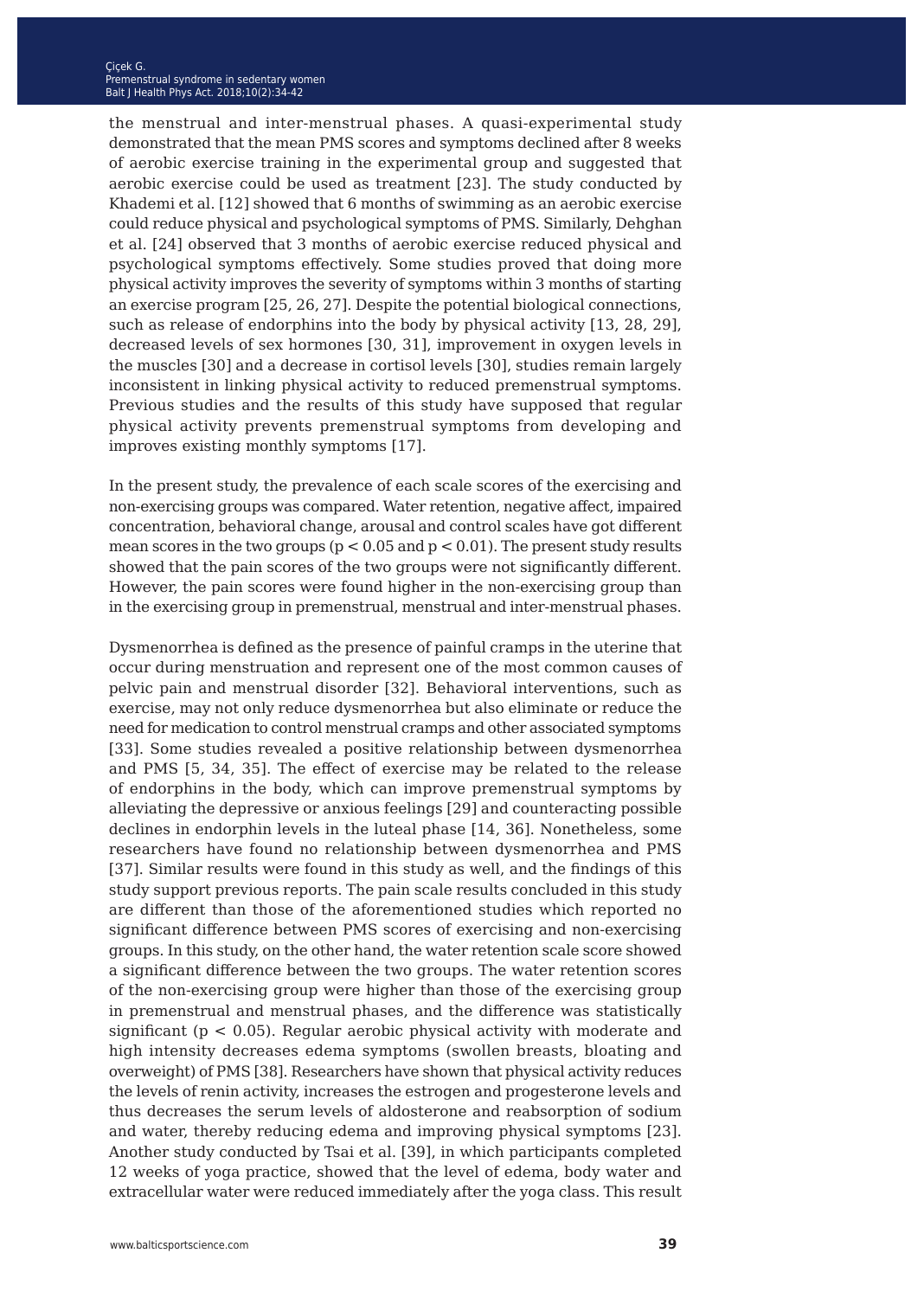the menstrual and inter-menstrual phases. A quasi-experimental study demonstrated that the mean PMS scores and symptoms declined after 8 weeks of aerobic exercise training in the experimental group and suggested that aerobic exercise could be used as treatment [23]. The study conducted by Khademi et al. [12] showed that 6 months of swimming as an aerobic exercise could reduce physical and psychological symptoms of PMS. Similarly, Dehghan et al. [24] observed that 3 months of aerobic exercise reduced physical and psychological symptoms effectively. Some studies proved that doing more physical activity improves the severity of symptoms within 3 months of starting an exercise program [25, 26, 27]. Despite the potential biological connections, such as release of endorphins into the body by physical activity [13, 28, 29], decreased levels of sex hormones [30, 31], improvement in oxygen levels in the muscles [30] and a decrease in cortisol levels [30], studies remain largely inconsistent in linking physical activity to reduced premenstrual symptoms. Previous studies and the results of this study have supposed that regular physical activity prevents premenstrual symptoms from developing and improves existing monthly symptoms [17].

In the present study, the prevalence of each scale scores of the exercising and non-exercising groups was compared. Water retention, negative affect, impaired concentration, behavioral change, arousal and control scales have got different mean scores in the two groups ($p < 0.05$ and $p < 0.01$). The present study results showed that the pain scores of the two groups were not significantly different. However, the pain scores were found higher in the non-exercising group than in the exercising group in premenstrual, menstrual and inter-menstrual phases.

Dysmenorrhea is defined as the presence of painful cramps in the uterine that occur during menstruation and represent one of the most common causes of pelvic pain and menstrual disorder [32]. Behavioral interventions, such as exercise, may not only reduce dysmenorrhea but also eliminate or reduce the need for medication to control menstrual cramps and other associated symptoms [33]. Some studies revealed a positive relationship between dysmenorrhea and PMS [5, 34, 35]. The effect of exercise may be related to the release of endorphins in the body, which can improve premenstrual symptoms by alleviating the depressive or anxious feelings [29] and counteracting possible declines in endorphin levels in the luteal phase [14, 36]. Nonetheless, some researchers have found no relationship between dysmenorrhea and PMS [37]. Similar results were found in this study as well, and the findings of this study support previous reports. The pain scale results concluded in this study are different than those of the aforementioned studies which reported no significant difference between PMS scores of exercising and non-exercising groups. In this study, on the other hand, the water retention scale score showed a significant difference between the two groups. The water retention scores of the non-exercising group were higher than those of the exercising group in premenstrual and menstrual phases, and the difference was statistically significant ($p < 0.05$). Regular aerobic physical activity with moderate and high intensity decreases edema symptoms (swollen breasts, bloating and overweight) of PMS [38]. Researchers have shown that physical activity reduces the levels of renin activity, increases the estrogen and progesterone levels and thus decreases the serum levels of aldosterone and reabsorption of sodium and water, thereby reducing edema and improving physical symptoms [23]. Another study conducted by Tsai et al. [39], in which participants completed 12 weeks of yoga practice, showed that the level of edema, body water and extracellular water were reduced immediately after the yoga class. This result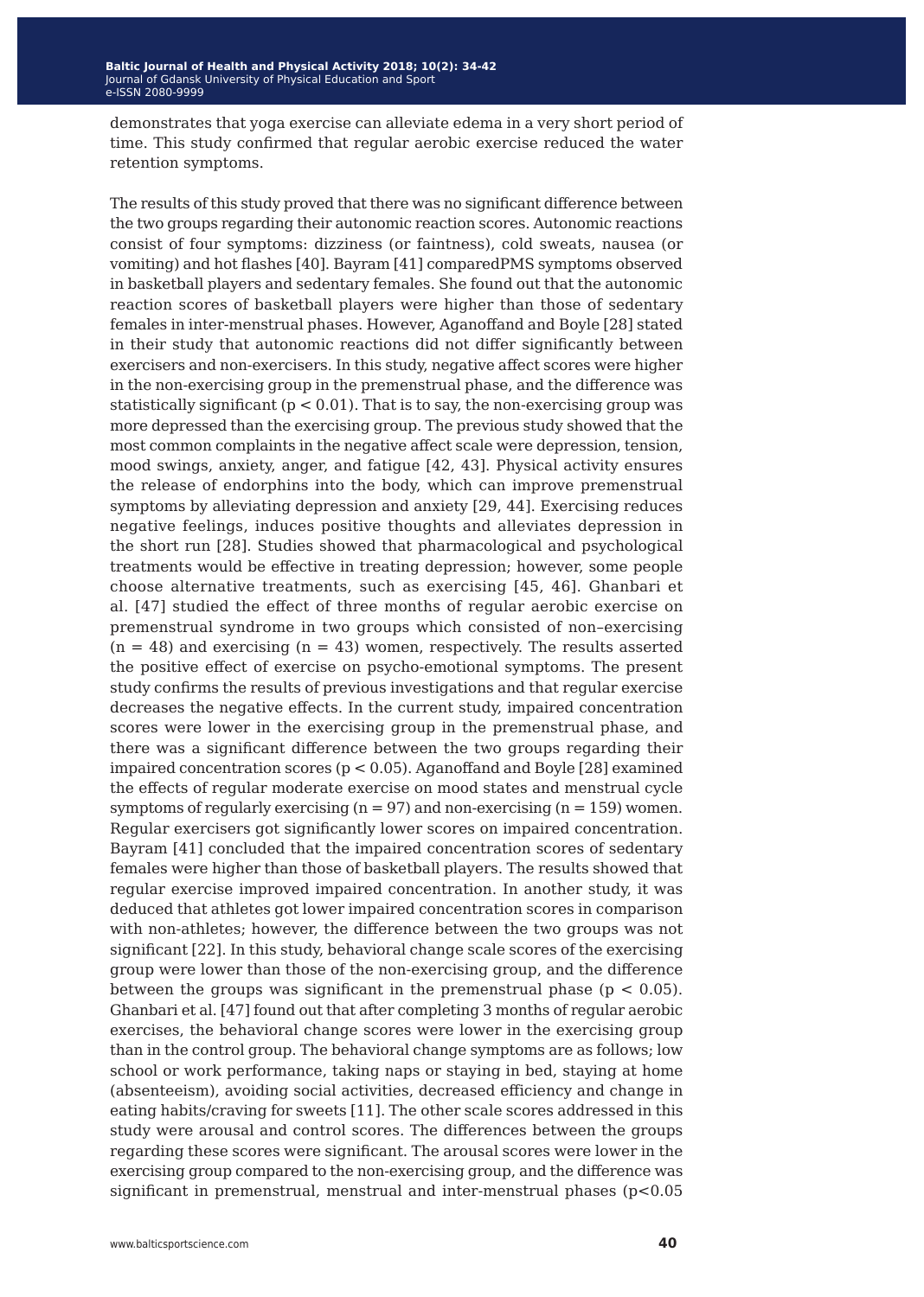demonstrates that yoga exercise can alleviate edema in a very short period of time. This study confirmed that regular aerobic exercise reduced the water retention symptoms.

The results of this study proved that there was no significant difference between the two groups regarding their autonomic reaction scores. Autonomic reactions consist of four symptoms: dizziness (or faintness), cold sweats, nausea (or vomiting) and hot flashes [40]. Bayram [41] comparedPMS symptoms observed in basketball players and sedentary females. She found out that the autonomic reaction scores of basketball players were higher than those of sedentary females in inter-menstrual phases. However, Aganoffand Boyle [28] stated in their study that autonomic reactions did not differ significantly between exercisers and non-exercisers. In this study, negative affect scores were higher in the non-exercising group in the premenstrual phase, and the difference was statistically significant ($p < 0.01$). That is to say, the non-exercising group was more depressed than the exercising group. The previous study showed that the most common complaints in the negative affect scale were depression, tension, mood swings, anxiety, anger, and fatigue [42, 43]. Physical activity ensures the release of endorphins into the body, which can improve premenstrual symptoms by alleviating depression and anxiety [29, 44]. Exercising reduces negative feelings, induces positive thoughts and alleviates depression in the short run [28]. Studies showed that pharmacological and psychological treatments would be effective in treating depression; however, some people choose alternative treatments, such as exercising [45, 46]. Ghanbari et al. [47] studied the effect of three months of regular aerobic exercise on premenstrual syndrome in two groups which consisted of non–exercising ($n = 48$) and exercising ($n = 43$) women, respectively. The results asserted the positive effect of exercise on psycho-emotional symptoms. The present study confirms the results of previous investigations and that regular exercise decreases the negative effects. In the current study, impaired concentration scores were lower in the exercising group in the premenstrual phase, and there was a significant difference between the two groups regarding their impaired concentration scores ($p < 0.05$). Aganoffand Boyle [28] examined the effects of regular moderate exercise on mood states and menstrual cycle symptoms of regularly exercising ($n = 97$) and non-exercising ($n = 159$) women. Regular exercisers got significantly lower scores on impaired concentration. Bayram [41] concluded that the impaired concentration scores of sedentary females were higher than those of basketball players. The results showed that regular exercise improved impaired concentration. In another study, it was deduced that athletes got lower impaired concentration scores in comparison with non-athletes; however, the difference between the two groups was not significant [22]. In this study, behavioral change scale scores of the exercising group were lower than those of the non-exercising group, and the difference between the groups was significant in the premenstrual phase ($p < 0.05$). Ghanbari et al. [47] found out that after completing 3 months of regular aerobic exercises, the behavioral change scores were lower in the exercising group than in the control group. The behavioral change symptoms are as follows; low school or work performance, taking naps or staying in bed, staying at home (absenteeism), avoiding social activities, decreased efficiency and change in eating habits/craving for sweets [11]. The other scale scores addressed in this study were arousal and control scores. The differences between the groups regarding these scores were significant. The arousal scores were lower in the exercising group compared to the non-exercising group, and the difference was significant in premenstrual, menstrual and inter-menstrual phases ($p<0.05$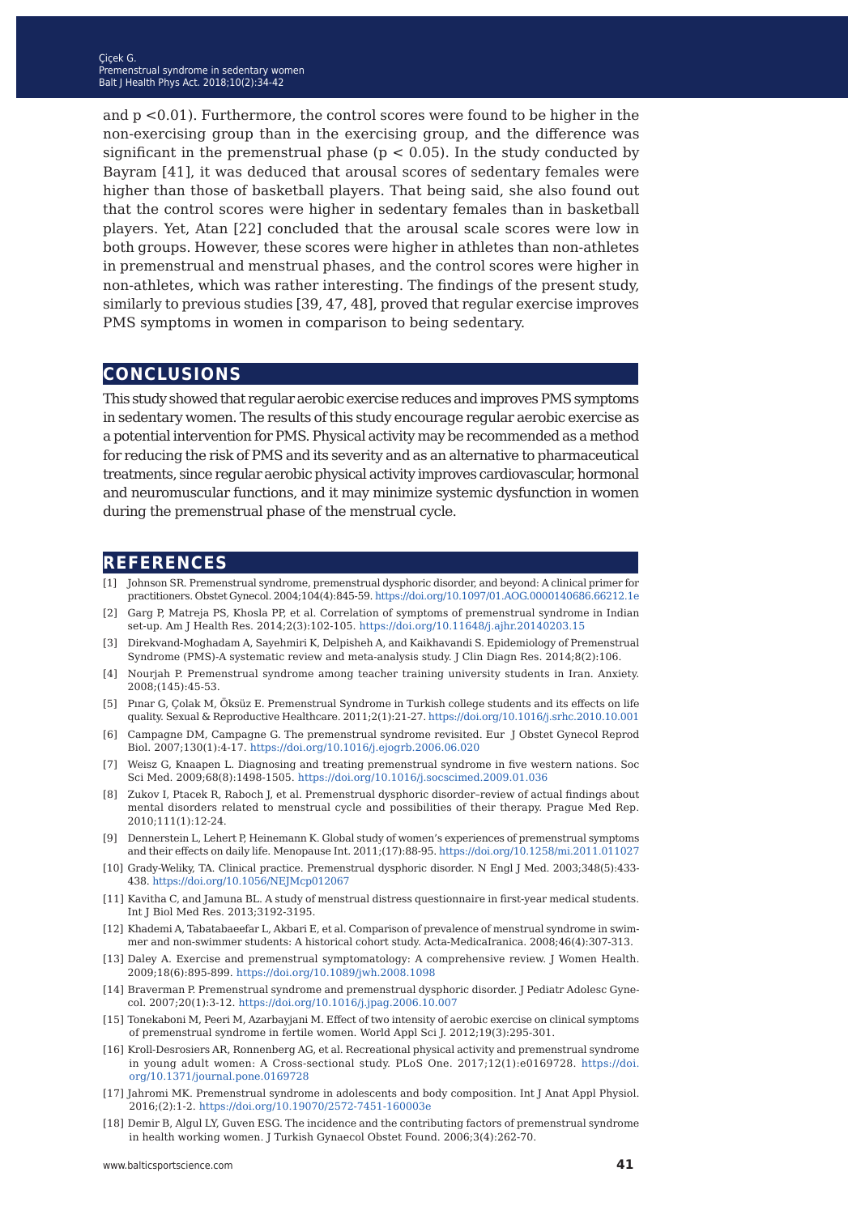and $p < 0.01$). Furthermore, the control scores were found to be higher in the non-exercising group than in the exercising group, and the difference was significant in the premenstrual phase ($p < 0.05$). In the study conducted by Bayram [41], it was deduced that arousal scores of sedentary females were higher than those of basketball players. That being said, she also found out that the control scores were higher in sedentary females than in basketball players. Yet, Atan [22] concluded that the arousal scale scores were low in both groups. However, these scores were higher in athletes than non-athletes in premenstrual and menstrual phases, and the control scores were higher in non-athletes, which was rather interesting. The findings of the present study, similarly to previous studies [39, 47, 48], proved that regular exercise improves PMS symptoms in women in comparison to being sedentary.

## CONCLUSIONS

This study showed that regular aerobic exercise reduces and improves PMS symptoms in sedentary women. The results of this study encourage regular aerobic exercise as a potential intervention for PMS. Physical activity may be recommended as a method for reducing the risk of PMS and its severity and as an alternative to pharmaceutical treatments, since regular aerobic physical activity improves cardiovascular, hormonal and neuromuscular functions, and it may minimize systemic dysfunction in women during the premenstrual phase of the menstrual cycle.

## REFERENCES

[1] Johnson SR. Premenstrual syndrome, premenstrual dysphoric disorder, and beyond: A clinical primer for practitioners. Obstet Gynecol. 2004;104(4):845-59. https://doi.org/10.1097/01.AOG.0000140686.66212.1e

[2] Garg P, Matreja PS, Khosla PP, et al. Correlation of symptoms of premenstrual syndrome in Indian set-up. Am J Health Res. 2014;2(3):102-105. https://doi.org/10.11648/j.ajhr.20140203.15

[3] Direkvand-Moghadam A, Sayehmiri K, Delpisheh A, and Kaikhavandi S. Epidemiology of Premenstrual Syndrome (PMS)-A systematic review and meta-analysis study. J Clin Diagn Res. 2014;8(2):106.

[4] Nourjah P. Premenstrual syndrome among teacher training university students in Iran. Anxiety. 2008;(145):45-53.

[5] Pınar G, Çolak M, Öksüz E. Premenstrual Syndrome in Turkish college students and its effects on life quality. Sexual & Reproductive Healthcare. 2011;2(1):21-27. https://doi.org/10.1016/j.srhc.2010.10.001

[6] Campagne DM, Campagne G. The premenstrual syndrome revisited. Eur J Obstet Gynecol Reprod Biol. 2007;130(1):4-17. https://doi.org/10.1016/j.ejogrb.2006.06.020

[7] Weisz G, Knaapen L. Diagnosing and treating premenstrual syndrome in five western nations. Soc Sci Med. 2009;68(8):1498-1505. https://doi.org/10.1016/j.socscimed.2009.01.036

[8] Zukov I, Ptacek R, Raboch J, et al. Premenstrual dysphoric disorder–review of actual findings about mental disorders related to menstrual cycle and possibilities of their therapy. Prague Med Rep. 2010;111(1):12-24.

[9] Dennerstein L, Lehert P, Heinemann K. Global study of women's experiences of premenstrual symptoms and their effects on daily life. Menopause Int. 2011;(17):88-95. https://doi.org/10.1258/mi.2011.011027

[10] Grady-Weliky, TA. Clinical practice. Premenstrual dysphoric disorder. N Engl J Med. 2003;348(5):433-438. https://doi.org/10.1056/NEJMcp012067

[11] Kavitha C, and Jamuna BL. A study of menstrual distress questionnaire in first-year medical students. Int J Biol Med Res. 2013;3192-3195.

[12] Khademi A, Tabatabaeefar L, Akbari E, et al. Comparison of prevalence of menstrual syndrome in swimmer and non-swimmer students: A historical cohort study. Acta-MedicaIranica. 2008;46(4):307-313.

[13] Daley A. Exercise and premenstrual symptomatology: A comprehensive review. J Women Health. 2009;18(6):895-899. https://doi.org/10.1089/jwh.2008.1098

[14] Braverman P. Premenstrual syndrome and premenstrual dysphoric disorder. J Pediatr Adolesc Gynecol. 2007;20(1):3-12. https://doi.org/10.1016/j.jpag.2006.10.007

[15] Tonekaboni M, Peeri M, Azarbayjani M. Effect of two intensity of aerobic exercise on clinical symptoms of premenstrual syndrome in fertile women. World Appl Sci J. 2012;19(3):295-301.

[16] Kroll-Desrosiers AR, Ronnenberg AG, et al. Recreational physical activity and premenstrual syndrome in young adult women: A Cross-sectional study. PLoS One. 2017;12(1):e0169728. https://doi.org/10.1371/journal.pone.0169728

[17] Jahromi MK. Premenstrual syndrome in adolescents and body composition. Int J Anat Appl Physiol. 2016;(2):1-2. https://doi.org/10.19070/2572-7451-160003e

[18] Demir B, Algul LY, Guven ESG. The incidence and the contributing factors of premenstrual syndrome in health working women. J Turkish Gynaecol Obstet Found. 2006;3(4):262-70.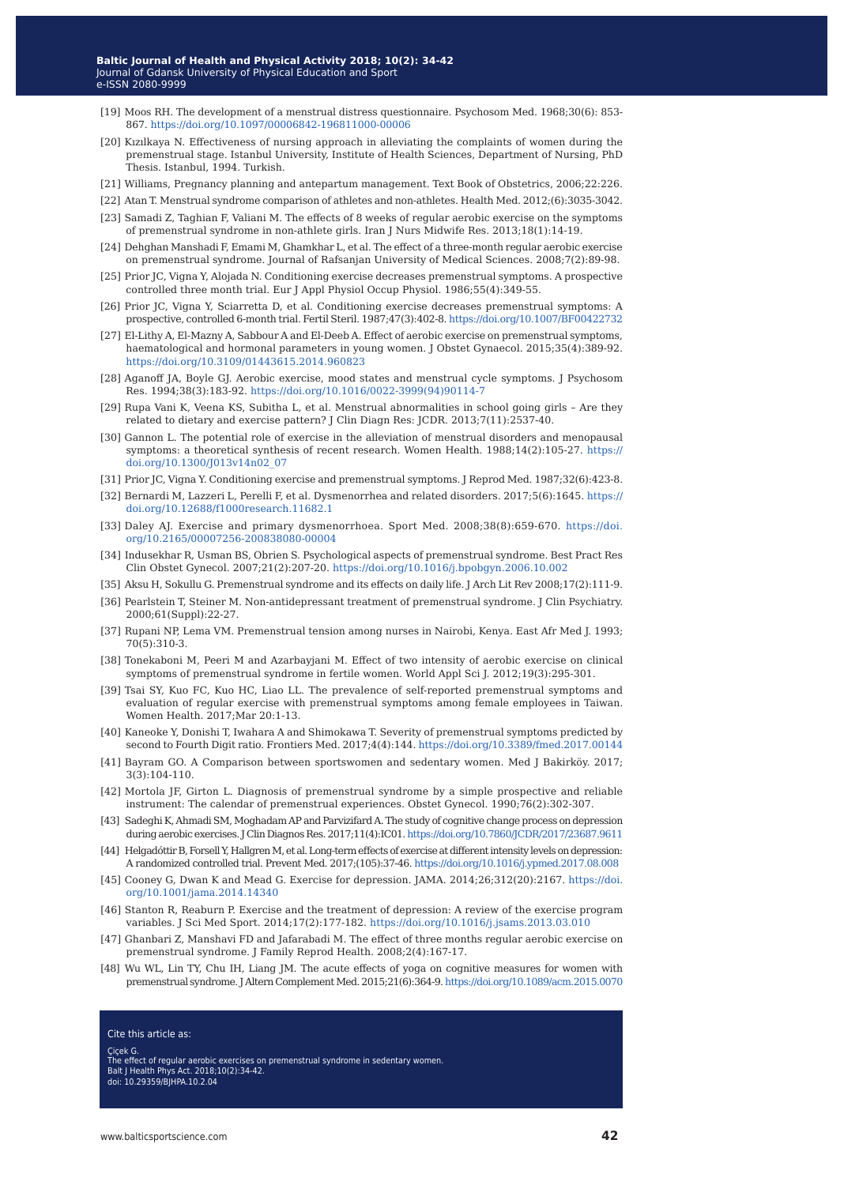[19] Moos RH. The development of a menstrual distress questionnaire. Psychosom Med. 1968;30(6): 853-867. https://doi.org/10.1097/00006842-196811000-00006

[20] Kızılkaya N. Effectiveness of nursing approach in alleviating the complaints of women during the premenstrual stage. Istanbul University, Institute of Health Sciences, Department of Nursing, PhD Thesis. Istanbul, 1994. Turkish.

[21] Williams, Pregnancy planning and antepartum management. Text Book of Obstetrics, 2006;22:226.

[22] Atan T. Menstrual syndrome comparison of athletes and non-athletes. Health Med. 2012;(6):3035-3042.

[23] Samadi Z, Taghian F, Valiani M. The effects of 8 weeks of regular aerobic exercise on the symptoms of premenstrual syndrome in non-athlete girls. Iran J Nurs Midwife Res. 2013;18(1):14-19.

[24] Dehghan Manshadi F, Emami M, Ghamkhar L, et al. The effect of a three-month regular aerobic exercise on premenstrual syndrome. Journal of Rafsanjan University of Medical Sciences. 2008;7(2):89-98.

[25] Prior JC, Vigna Y, Alojada N. Conditioning exercise decreases premenstrual symptoms. A prospective controlled three month trial. Eur J Appl Physiol Occup Physiol. 1986;55(4):349-55.

[26] Prior JC, Vigna Y, Sciarretta D, et al. Conditioning exercise decreases premenstrual symptoms: A prospective, controlled 6-month trial. Fertil Steril. 1987;47(3):402-8. https://doi.org/10.1007/BF00422732

[27] El-Lithy A, El-Mazny A, Sabbour A and El-Deeb A. Effect of aerobic exercise on premenstrual symptoms, haematological and hormonal parameters in young women. J Obstet Gynaecol. 2015;35(4):389-92. https://doi.org/10.3109/01443615.2014.960823

[28] Aganoff JA, Boyle GJ. Aerobic exercise, mood states and menstrual cycle symptoms. J Psychosom Res. 1994;38(3):183-92. https://doi.org/10.1016/0022-3999(94)90114-7

[29] Rupa Vani K, Veena KS, Subitha L, et al. Menstrual abnormalities in school going girls – Are they related to dietary and exercise pattern? J Clin Diagn Res: JCDR. 2013;7(11):2537-40.

[30] Gannon L. The potential role of exercise in the alleviation of menstrual disorders and menopausal symptoms: a theoretical synthesis of recent research. Women Health. 1988;14(2):105-27. https://doi.org/10.1300/J013v14n02_07

[31] Prior JC, Vigna Y. Conditioning exercise and premenstrual symptoms. J Reprod Med. 1987;32(6):423-8.

[32] Bernardi M, Lazzeri L, Perelli F, et al. Dysmenorrhea and related disorders. 2017;5(6):1645. https://doi.org/10.12688/f1000research.11682.1

[33] Daley AJ. Exercise and primary dysmenorrhoea. Sport Med. 2008;38(8):659-670. https://doi.org/10.2165/00007256-200838080-00004

[34] Indusekhar R, Usman BS, Obrien S. Psychological aspects of premenstrual syndrome. Best Pract Res Clin Obstet Gynecol. 2007;21(2):207-20. https://doi.org/10.1016/j.bpobgyn.2006.10.002

[35] Aksu H, Sokullu G. Premenstrual syndrome and its effects on daily life. J Arch Lit Rev 2008;17(2):111-9.

[36] Pearlstein T, Steiner M. Non-antidepressant treatment of premenstrual syndrome. J Clin Psychiatry. 2000;61(Suppl):22-27.

[37] Rupani NP, Lema VM. Premenstrual tension among nurses in Nairobi, Kenya. East Afr Med J. 1993; 70(5):310-3.

[38] Tonekaboni M, Peeri M and Azarbayjani M. Effect of two intensity of aerobic exercise on clinical symptoms of premenstrual syndrome in fertile women. World Appl Sci J. 2012;19(3):295-301.

[39] Tsai SY, Kuo FC, Kuo HC, Liao LL. The prevalence of self-reported premenstrual symptoms and evaluation of regular exercise with premenstrual symptoms among female employees in Taiwan. Women Health. 2017;Mar 20:1-13.

[40] Kaneoke Y, Donishi T, Iwahara A and Shimokawa T. Severity of premenstrual symptoms predicted by second to Fourth Digit ratio. Frontiers Med. 2017;4(4):144. https://doi.org/10.3389/fmed.2017.00144

[41] Bayram GO. A Comparison between sportswomen and sedentary women. Med J Bakirköy. 2017; 3(3):104-110.

[42] Mortola JF, Girton L. Diagnosis of premenstrual syndrome by a simple prospective and reliable instrument: The calendar of premenstrual experiences. Obstet Gynecol. 1990;76(2):302-307.

[43] Sadeghi K, Ahmadi SM, Moghadam AP and Parvizifard A. The study of cognitive change process on depression during aerobic exercises. J Clin Diagnos Res. 2017;11(4):IC01. https://doi.org/10.7860/JCDR/2017/23687.9611

[44] Helgadóttir B, Forsell Y, Hallgren M, et al. Long-term effects of exercise at different intensity levels on depression: A randomized controlled trial. Prevent Med. 2017;(105):37-46. https://doi.org/10.1016/j.ypmed.2017.08.008

[45] Cooney G, Dwan K and Mead G. Exercise for depression. JAMA. 2014;26;312(20):2167. https://doi.org/10.1001/jama.2014.14340

[46] Stanton R, Reaburn P. Exercise and the treatment of depression: A review of the exercise program variables. J Sci Med Sport. 2014;17(2):177-182. https://doi.org/10.1016/j.jsams.2013.03.010

[47] Ghanbari Z, Manshavi FD and Jafarabadi M. The effect of three months regular aerobic exercise on premenstrual syndrome. J Family Reprod Health. 2008;2(4):167-17.

[48] Wu WL, Lin TY, Chu IH, Liang JM. The acute effects of yoga on cognitive measures for women with premenstrual syndrome. J Altern Complement Med. 2015;21(6):364-9. https://doi.org/10.1089/acm.2015.0070

Cite this article as:

Çiçek G.
The effect of regular aerobic exercises on premenstrual syndrome in sedentary women.
Balt J Health Phys Act. 2018;10(2):34-42.
doi: 10.29359/BJHPA.10.2.04